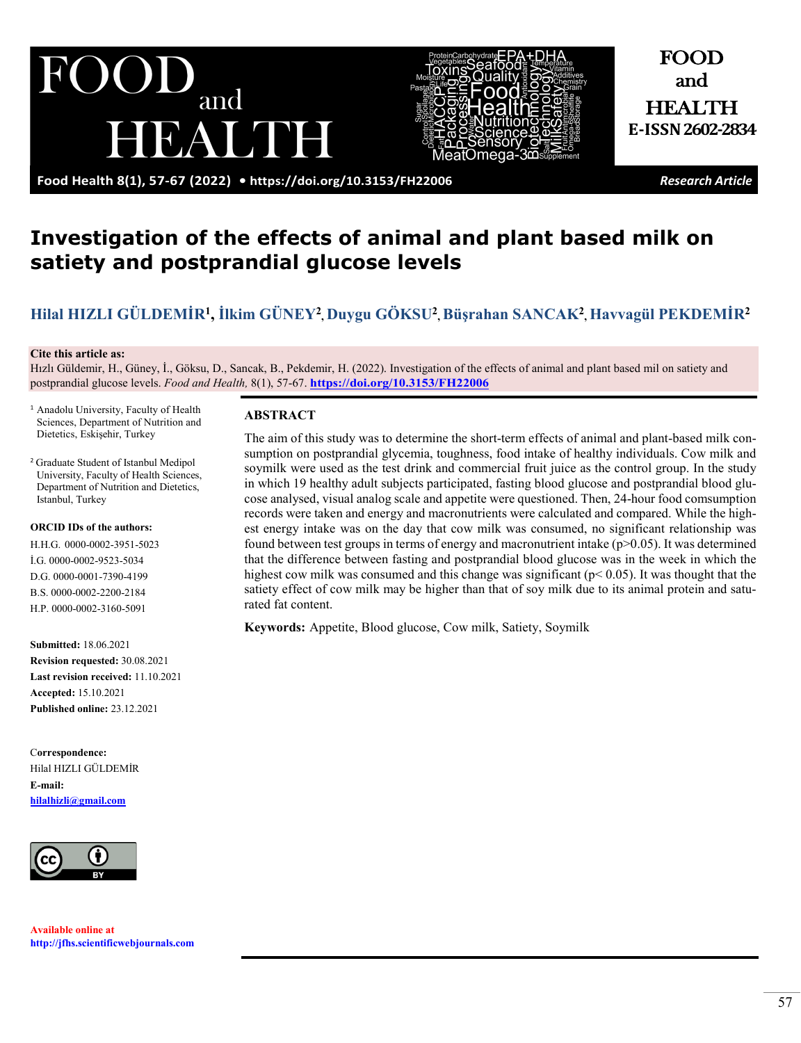# Investigation of the effects of animal and plant based milk on satiety and postprandial glucose levels

**Hilal HIZLI GÜLDEMİR**[1], **İlkim GÜNEY**[2], **Duygu GÖKSU**[2], **Büşrahan SANCAK**[2], **Havvagül PEKDEMİR**[2]

**Cite this article as:**
Hızlı Güldemir, H., Güney, İ., Göksu, D., Sancak, B., Pekdemir, H. (2022). Investigation of the effects of animal and plant based mil on satiety and postprandial glucose levels. *Food and Health,* 8(1), 57-67. **https://doi.org/10.3153/FH22006**

[1] Anadolu University, Faculty of Health Sciences, Department of Nutrition and Dietetics, Eskişehir, Turkey

[2] Graduate Student of Istanbul Medipol University, Faculty of Health Sciences, Department of Nutrition and Dietetics, Istanbul, Turkey

**ORCID IDs of the authors:**

H.H.G. 0000-0002-3951-5023
İ.G. 0000-0002-9523-5034
D.G. 0000-0001-7390-4199
B.S. 0000-0002-2200-2184
H.P. 0000-0002-3160-5091

**Submitted:** 18.06.2021
**Revision requested:** 30.08.2021
**Last revision received:** 11.10.2021
**Accepted:** 15.10.2021
**Published online:** 23.12.2021

**Correspondence:**
Hilal HIZLI GÜLDEMİR
**E-mail:**
**hilalhizli@gmail.com**

**Available online at**
**http://jfhs.scientificwebjournals.com**

## ABSTRACT

The aim of this study was to determine the short-term effects of animal and plant-based milk consumption on postprandial glycemia, toughness, food intake of healthy individuals. Cow milk and soymilk were used as the test drink and commercial fruit juice as the control group. In the study in which 19 healthy adult subjects participated, fasting blood glucose and postprandial blood glucose analysed, visual analog scale and appetite were questioned. Then, 24-hour food comsumption records were taken and energy and macronutrients were calculated and compared. While the highest energy intake was on the day that cow milk was consumed, no significant relationship was found between test groups in terms of energy and macronutrient intake ($p>0.05$). It was determined that the difference between fasting and postprandial blood glucose was in the week in which the highest cow milk was consumed and this change was significant ($p< 0.05$). It was thought that the satiety effect of cow milk may be higher than that of soy milk due to its animal protein and saturated fat content.

**Keywords:** Appetite, Blood glucose, Cow milk, Satiety, Soymilk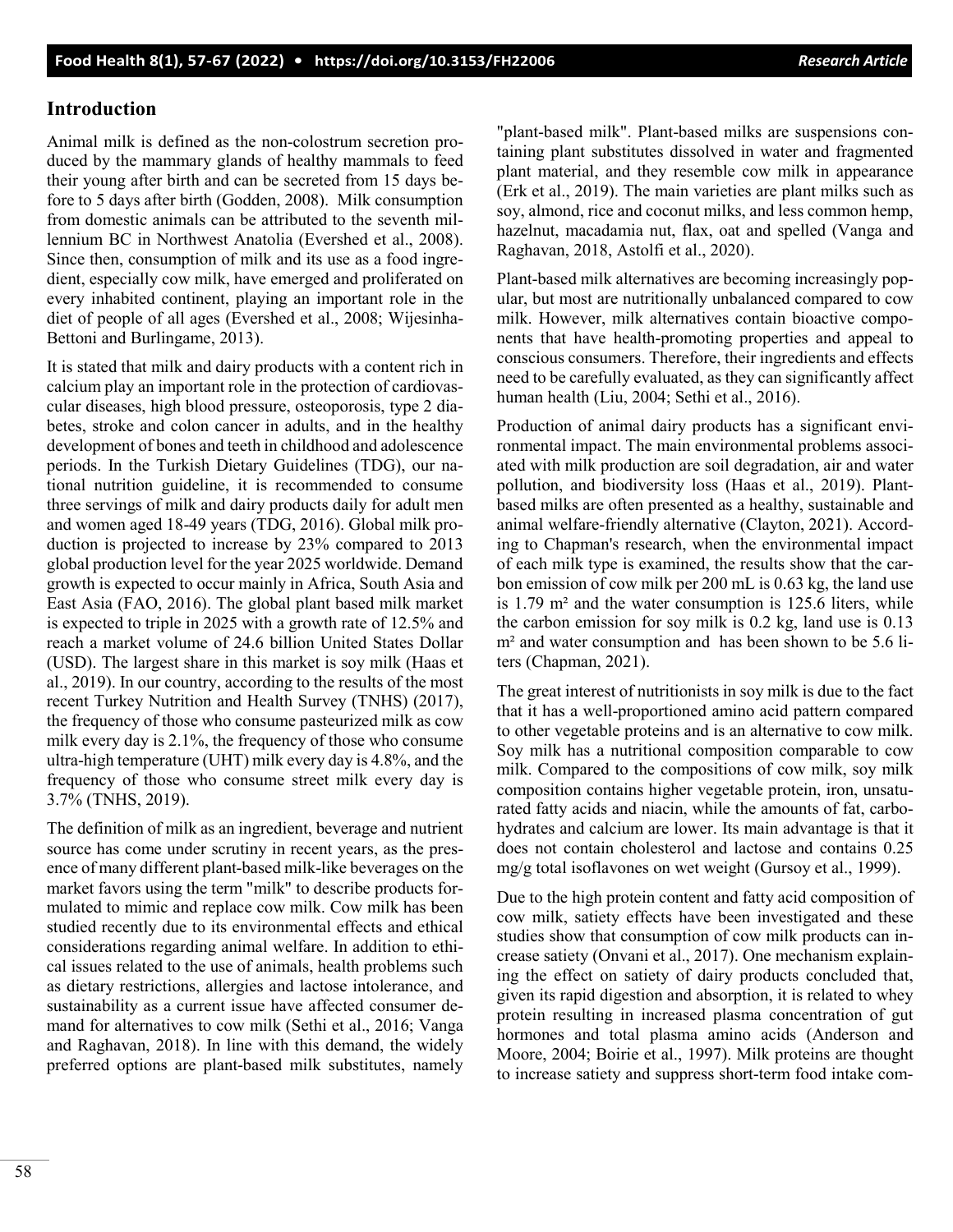## Introduction

Animal milk is defined as the non-colostrum secretion produced by the mammary glands of healthy mammals to feed their young after birth and can be secreted from 15 days before to 5 days after birth (Godden, 2008). Milk consumption from domestic animals can be attributed to the seventh millennium BC in Northwest Anatolia (Evershed et al., 2008). Since then, consumption of milk and its use as a food ingredient, especially cow milk, have emerged and proliferated on every inhabited continent, playing an important role in the diet of people of all ages (Evershed et al., 2008; Wijesinha-Bettoni and Burlingame, 2013).

It is stated that milk and dairy products with a content rich in calcium play an important role in the protection of cardiovascular diseases, high blood pressure, osteoporosis, type 2 diabetes, stroke and colon cancer in adults, and in the healthy development of bones and teeth in childhood and adolescence periods. In the Turkish Dietary Guidelines (TDG), our national nutrition guideline, it is recommended to consume three servings of milk and dairy products daily for adult men and women aged 18-49 years (TDG, 2016). Global milk production is projected to increase by 23% compared to 2013 global production level for the year 2025 worldwide. Demand growth is expected to occur mainly in Africa, South Asia and East Asia (FAO, 2016). The global plant based milk market is expected to triple in 2025 with a growth rate of 12.5% and reach a market volume of 24.6 billion United States Dollar (USD). The largest share in this market is soy milk (Haas et al., 2019). In our country, according to the results of the most recent Turkey Nutrition and Health Survey (TNHS) (2017), the frequency of those who consume pasteurized milk as cow milk every day is 2.1%, the frequency of those who consume ultra-high temperature (UHT) milk every day is 4.8%, and the frequency of those who consume street milk every day is 3.7% (TNHS, 2019).

The definition of milk as an ingredient, beverage and nutrient source has come under scrutiny in recent years, as the presence of many different plant-based milk-like beverages on the market favors using the term "milk" to describe products formulated to mimic and replace cow milk. Cow milk has been studied recently due to its environmental effects and ethical considerations regarding animal welfare. In addition to ethical issues related to the use of animals, health problems such as dietary restrictions, allergies and lactose intolerance, and sustainability as a current issue have affected consumer demand for alternatives to cow milk (Sethi et al., 2016; Vanga and Raghavan, 2018). In line with this demand, the widely preferred options are plant-based milk substitutes, namely "plant-based milk". Plant-based milks are suspensions containing plant substitutes dissolved in water and fragmented plant material, and they resemble cow milk in appearance (Erk et al., 2019). The main varieties are plant milks such as soy, almond, rice and coconut milks, and less common hemp, hazelnut, macadamia nut, flax, oat and spelled (Vanga and Raghavan, 2018, Astolfi et al., 2020).

Plant-based milk alternatives are becoming increasingly popular, but most are nutritionally unbalanced compared to cow milk. However, milk alternatives contain bioactive components that have health-promoting properties and appeal to conscious consumers. Therefore, their ingredients and effects need to be carefully evaluated, as they can significantly affect human health (Liu, 2004; Sethi et al., 2016).

Production of animal dairy products has a significant environmental impact. The main environmental problems associated with milk production are soil degradation, air and water pollution, and biodiversity loss (Haas et al., 2019). Plant-based milks are often presented as a healthy, sustainable and animal welfare-friendly alternative (Clayton, 2021). According to Chapman's research, when the environmental impact of each milk type is examined, the results show that the carbon emission of cow milk per 200 mL is 0.63 kg, the land use is 1.79 m² and the water consumption is 125.6 liters, while the carbon emission for soy milk is 0.2 kg, land use is 0.13 m² and water consumption and has been shown to be 5.6 liters (Chapman, 2021).

The great interest of nutritionists in soy milk is due to the fact that it has a well-proportioned amino acid pattern compared to other vegetable proteins and is an alternative to cow milk. Soy milk has a nutritional composition comparable to cow milk. Compared to the compositions of cow milk, soy milk composition contains higher vegetable protein, iron, unsaturated fatty acids and niacin, while the amounts of fat, carbohydrates and calcium are lower. Its main advantage is that it does not contain cholesterol and lactose and contains 0.25 mg/g total isoflavones on wet weight (Gursoy et al., 1999).

Due to the high protein content and fatty acid composition of cow milk, satiety effects have been investigated and these studies show that consumption of cow milk products can increase satiety (Onvani et al., 2017). One mechanism explaining the effect on satiety of dairy products concluded that, given its rapid digestion and absorption, it is related to whey protein resulting in increased plasma concentration of gut hormones and total plasma amino acids (Anderson and Moore, 2004; Boirie et al., 1997). Milk proteins are thought to increase satiety and suppress short-term food intake com-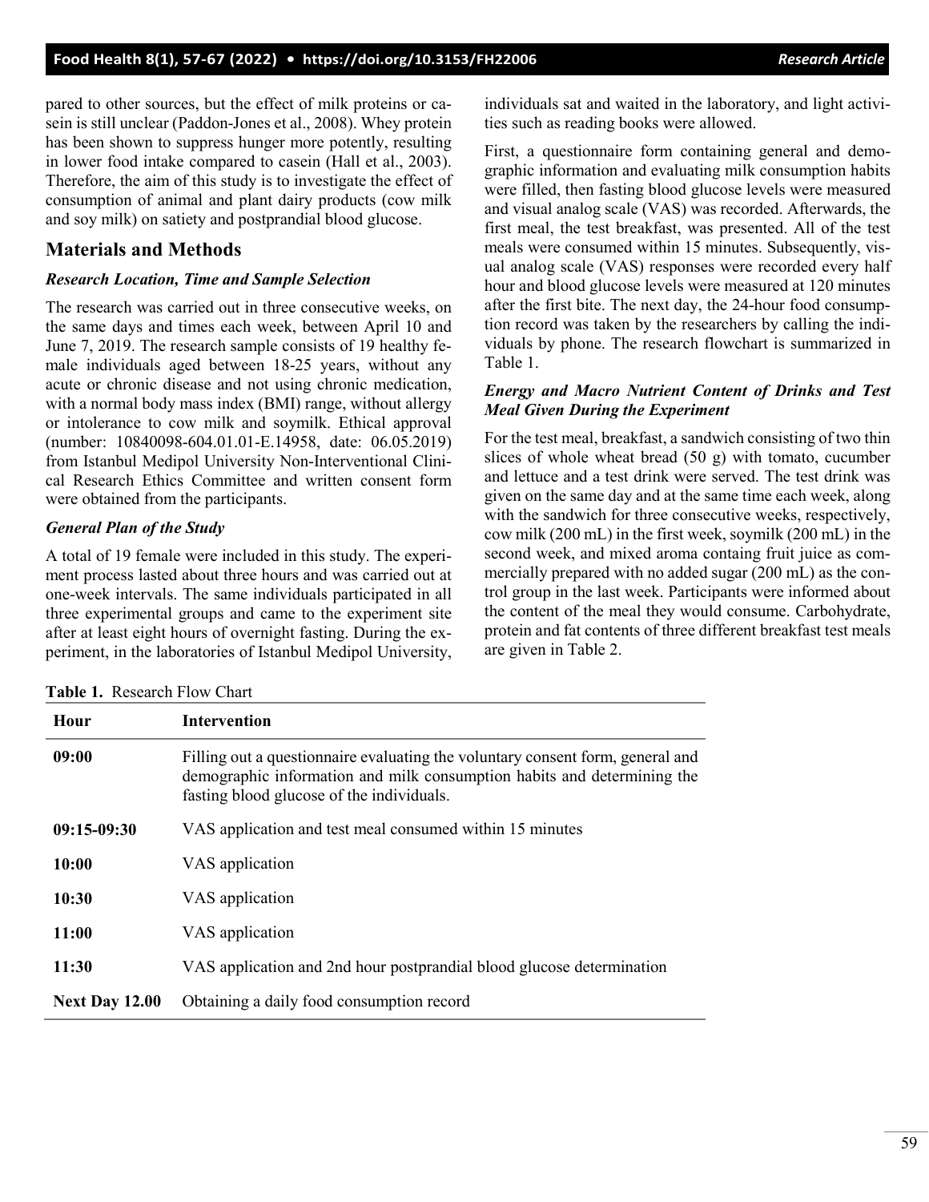pared to other sources, but the effect of milk proteins or casein is still unclear (Paddon-Jones et al., 2008). Whey protein has been shown to suppress hunger more potently, resulting in lower food intake compared to casein (Hall et al., 2003). Therefore, the aim of this study is to investigate the effect of consumption of animal and plant dairy products (cow milk and soy milk) on satiety and postprandial blood glucose.

## Materials and Methods

### *Research Location, Time and Sample Selection*

The research was carried out in three consecutive weeks, on the same days and times each week, between April 10 and June 7, 2019. The research sample consists of 19 healthy female individuals aged between 18-25 years, without any acute or chronic disease and not using chronic medication, with a normal body mass index (BMI) range, without allergy or intolerance to cow milk and soymilk. Ethical approval (number: 10840098-604.01.01-E.14958, date: 06.05.2019) from Istanbul Medipol University Non-Interventional Clinical Research Ethics Committee and written consent form were obtained from the participants.

### *General Plan of the Study*

A total of 19 female were included in this study. The experiment process lasted about three hours and was carried out at one-week intervals. The same individuals participated in all three experimental groups and came to the experiment site after at least eight hours of overnight fasting. During the experiment, in the laboratories of Istanbul Medipol University, individuals sat and waited in the laboratory, and light activities such as reading books were allowed.

First, a questionnaire form containing general and demographic information and evaluating milk consumption habits were filled, then fasting blood glucose levels were measured and visual analog scale (VAS) was recorded. Afterwards, the first meal, the test breakfast, was presented. All of the test meals were consumed within 15 minutes. Subsequently, visual analog scale (VAS) responses were recorded every half hour and blood glucose levels were measured at 120 minutes after the first bite. The next day, the 24-hour food consumption record was taken by the researchers by calling the individuals by phone. The research flowchart is summarized in Table 1.

### *Energy and Macro Nutrient Content of Drinks and Test Meal Given During the Experiment*

For the test meal, breakfast, a sandwich consisting of two thin slices of whole wheat bread (50 g) with tomato, cucumber and lettuce and a test drink were served. The test drink was given on the same day and at the same time each week, along with the sandwich for three consecutive weeks, respectively, cow milk (200 mL) in the first week, soymilk (200 mL) in the second week, and mixed aroma containg fruit juice as commercially prepared with no added sugar (200 mL) as the control group in the last week. Participants were informed about the content of the meal they would consume. Carbohydrate, protein and fat contents of three different breakfast test meals are given in Table 2.

**Table 1.** Research Flow Chart

| Hour | Intervention |
|---|---|
| **09:00** | Filling out a questionnaire evaluating the voluntary consent form, general and demographic information and milk consumption habits and determining the fasting blood glucose of the individuals. |
| **09:15-09:30** | VAS application and test meal consumed within 15 minutes |
| **10:00** | VAS application |
| **10:30** | VAS application |
| **11:00** | VAS application |
| **11:30** | VAS application and 2nd hour postprandial blood glucose determination |
| **Next Day 12.00** | Obtaining a daily food consumption record |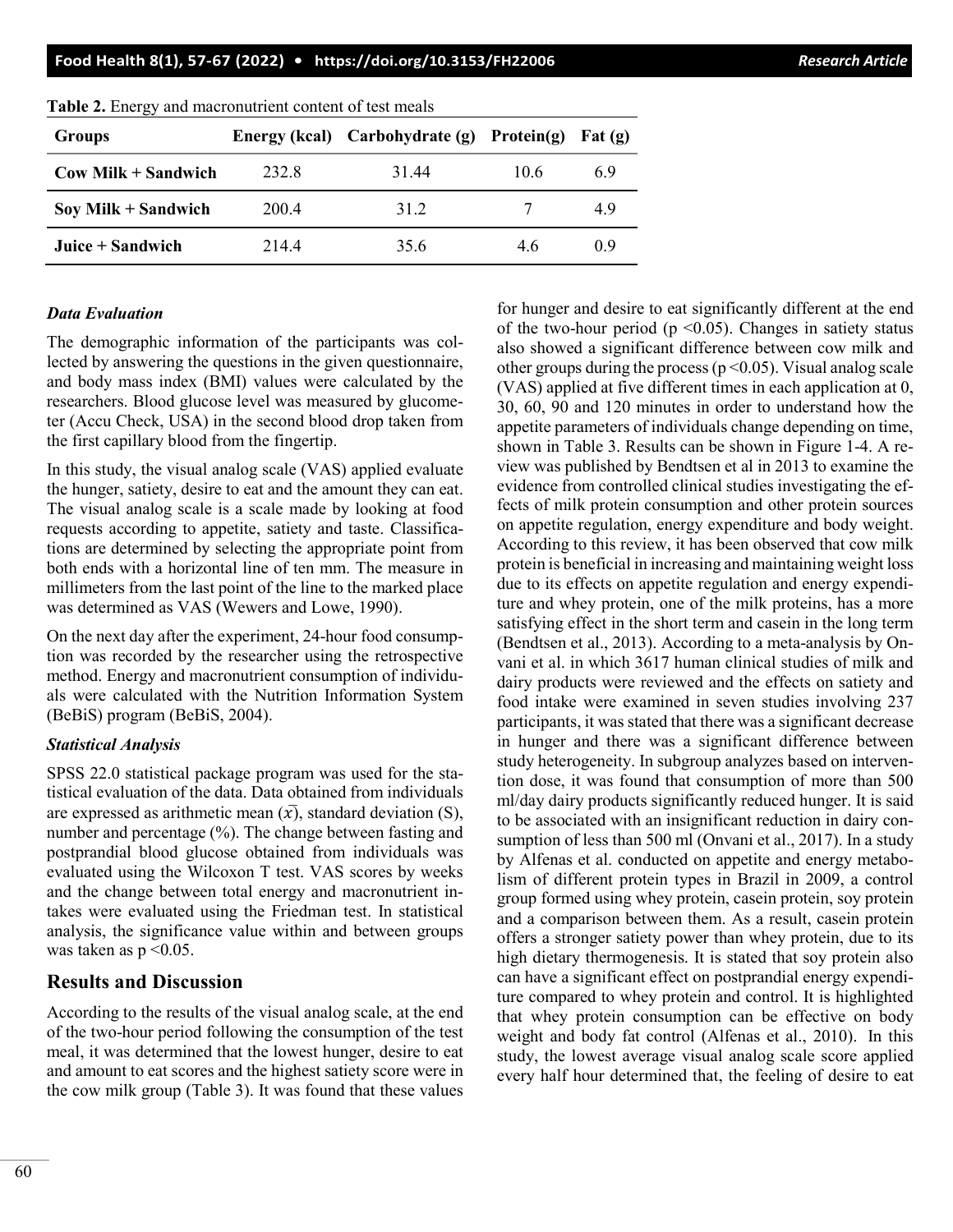**Table 2.** Energy and macronutrient content of test meals

| Groups | Energy (kcal) | Carbohydrate (g) | Protein(g) | Fat (g) |
|---|---|---|---|---|
| **Cow Milk + Sandwich** | 232.8 | 31.44 | 10.6 | 6.9 |
| **Soy Milk + Sandwich** | 200.4 | 31.2 | 7 | 4.9 |
| **Juice + Sandwich** | 214.4 | 35.6 | 4.6 | 0.9 |

### *Data Evaluation*

The demographic information of the participants was collected by answering the questions in the given questionnaire, and body mass index (BMI) values were calculated by the researchers. Blood glucose level was measured by glucometer (Accu Check, USA) in the second blood drop taken from the first capillary blood from the fingertip.

In this study, the visual analog scale (VAS) applied evaluate the hunger, satiety, desire to eat and the amount they can eat. The visual analog scale is a scale made by looking at food requests according to appetite, satiety and taste. Classifications are determined by selecting the appropriate point from both ends with a horizontal line of ten mm. The measure in millimeters from the last point of the line to the marked place was determined as VAS (Wewers and Lowe, 1990).

On the next day after the experiment, 24-hour food consumption was recorded by the researcher using the retrospective method. Energy and macronutrient consumption of individuals were calculated with the Nutrition Information System (BeBiS) program (BeBiS, 2004).

### *Statistical Analysis*

SPSS 22.0 statistical package program was used for the statistical evaluation of the data. Data obtained from individuals are expressed as arithmetic mean ($\bar{x}$), standard deviation (S), number and percentage (%). The change between fasting and postprandial blood glucose obtained from individuals was evaluated using the Wilcoxon T test. VAS scores by weeks and the change between total energy and macronutrient intakes were evaluated using the Friedman test. In statistical analysis, the significance value within and between groups was taken as $p < 0.05$.

## Results and Discussion

According to the results of the visual analog scale, at the end of the two-hour period following the consumption of the test meal, it was determined that the lowest hunger, desire to eat and amount to eat scores and the highest satiety score were in the cow milk group (Table 3). It was found that these values for hunger and desire to eat significantly different at the end of the two-hour period ($p < 0.05$). Changes in satiety status also showed a significant difference between cow milk and other groups during the process ($p < 0.05$). Visual analog scale (VAS) applied at five different times in each application at 0, 30, 60, 90 and 120 minutes in order to understand how the appetite parameters of individuals change depending on time, shown in Table 3. Results can be shown in Figure 1-4. A review was published by Bendtsen et al in 2013 to examine the evidence from controlled clinical studies investigating the effects of milk protein consumption and other protein sources on appetite regulation, energy expenditure and body weight. According to this review, it has been observed that cow milk protein is beneficial in increasing and maintaining weight loss due to its effects on appetite regulation and energy expenditure and whey protein, one of the milk proteins, has a more satisfying effect in the short term and casein in the long term (Bendtsen et al., 2013). According to a meta-analysis by Onvani et al. in which 3617 human clinical studies of milk and dairy products were reviewed and the effects on satiety and food intake were examined in seven studies involving 237 participants, it was stated that there was a significant decrease in hunger and there was a significant difference between study heterogeneity. In subgroup analyzes based on intervention dose, it was found that consumption of more than 500 ml/day dairy products significantly reduced hunger. It is said to be associated with an insignificant reduction in dairy consumption of less than 500 ml (Onvani et al., 2017). In a study by Alfenas et al. conducted on appetite and energy metabolism of different protein types in Brazil in 2009, a control group formed using whey protein, casein protein, soy protein and a comparison between them. As a result, casein protein offers a stronger satiety power than whey protein, due to its high dietary thermogenesis. It is stated that soy protein also can have a significant effect on postprandial energy expenditure compared to whey protein and control. It is highlighted that whey protein consumption can be effective on body weight and body fat control (Alfenas et al., 2010). In this study, the lowest average visual analog scale score applied every half hour determined that, the feeling of desire to eat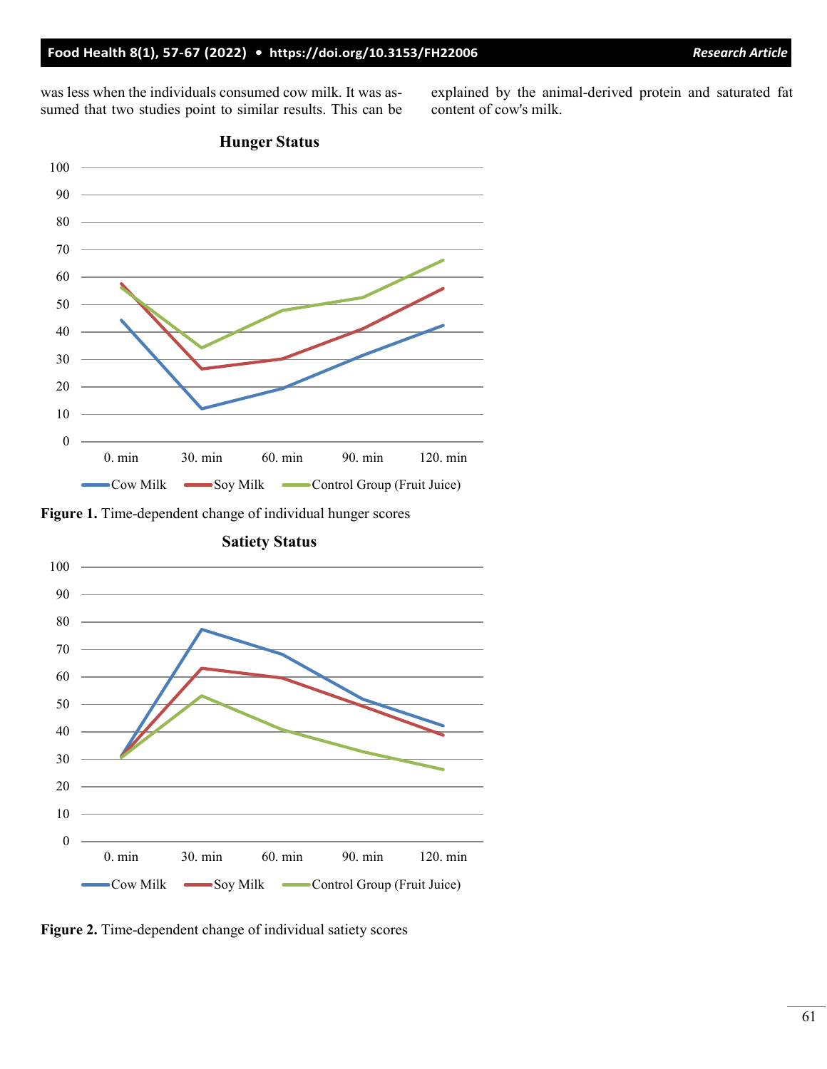was less when the individuals consumed cow milk. It was assumed that two studies point to similar results. This can be explained by the animal-derived protein and saturated fat content of cow's milk.

**Figure 1.** Time-dependent change of individual hunger scores

**Figure 2.** Time-dependent change of individual satiety scores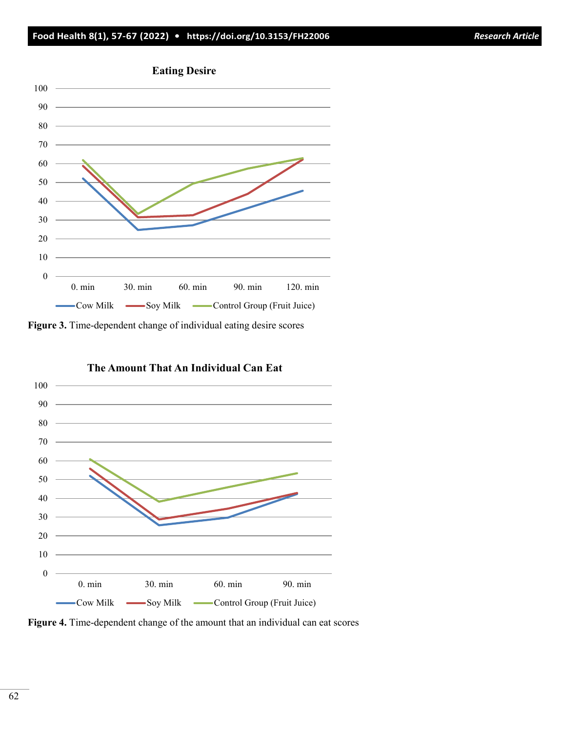Figure 3. Time-dependent change of individual eating desire scores

Figure 4. Time-dependent change of the amount that an individual can eat scores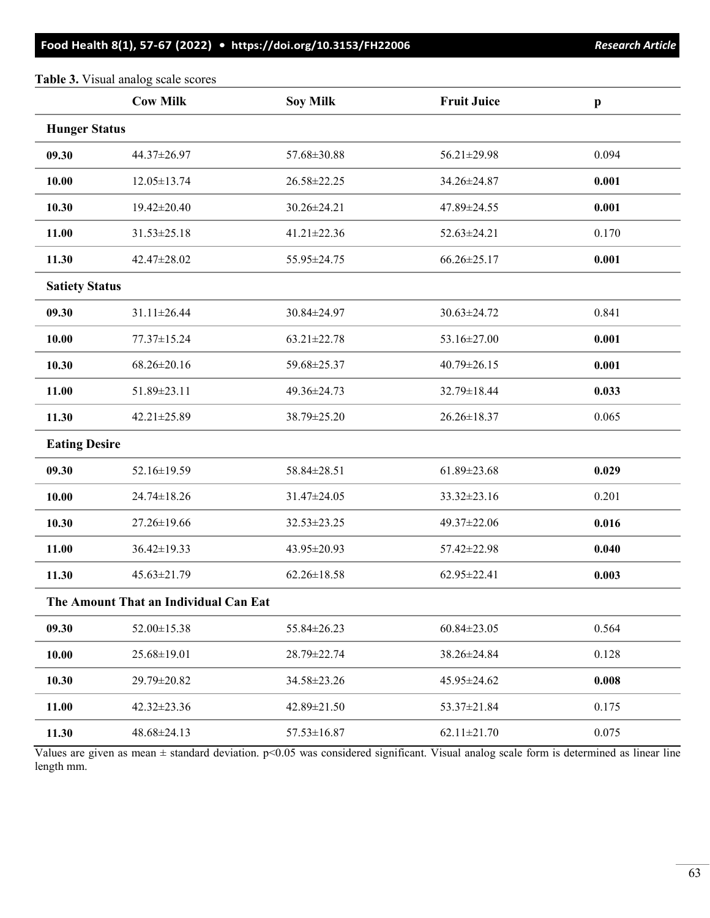**Table 3.** Visual analog scale scores

| | Cow Milk | Soy Milk | Fruit Juice | p |
|---|---|---|---|---|
| **Hunger Status** | | | | |
| **09.30** | 44.37±26.97 | 57.68±30.88 | 56.21±29.98 | 0.094 |
| **10.00** | 12.05±13.74 | 26.58±22.25 | 34.26±24.87 | **0.001** |
| **10.30** | 19.42±20.40 | 30.26±24.21 | 47.89±24.55 | **0.001** |
| **11.00** | 31.53±25.18 | 41.21±22.36 | 52.63±24.21 | 0.170 |
| **11.30** | 42.47±28.02 | 55.95±24.75 | 66.26±25.17 | **0.001** |
| **Satiety Status** | | | | |
| **09.30** | 31.11±26.44 | 30.84±24.97 | 30.63±24.72 | 0.841 |
| **10.00** | 77.37±15.24 | 63.21±22.78 | 53.16±27.00 | **0.001** |
| **10.30** | 68.26±20.16 | 59.68±25.37 | 40.79±26.15 | **0.001** |
| **11.00** | 51.89±23.11 | 49.36±24.73 | 32.79±18.44 | **0.033** |
| **11.30** | 42.21±25.89 | 38.79±25.20 | 26.26±18.37 | 0.065 |
| **Eating Desire** | | | | |
| **09.30** | 52.16±19.59 | 58.84±28.51 | 61.89±23.68 | **0.029** |
| **10.00** | 24.74±18.26 | 31.47±24.05 | 33.32±23.16 | 0.201 |
| **10.30** | 27.26±19.66 | 32.53±23.25 | 49.37±22.06 | **0.016** |
| **11.00** | 36.42±19.33 | 43.95±20.93 | 57.42±22.98 | **0.040** |
| **11.30** | 45.63±21.79 | 62.26±18.58 | 62.95±22.41 | **0.003** |
| **The Amount That an Individual Can Eat** | | | | |
| **09.30** | 52.00±15.38 | 55.84±26.23 | 60.84±23.05 | 0.564 |
| **10.00** | 25.68±19.01 | 28.79±22.74 | 38.26±24.84 | 0.128 |
| **10.30** | 29.79±20.82 | 34.58±23.26 | 45.95±24.62 | **0.008** |
| **11.00** | 42.32±23.36 | 42.89±21.50 | 53.37±21.84 | 0.175 |
| **11.30** | 48.68±24.13 | 57.53±16.87 | 62.11±21.70 | 0.075 |

Values are given as mean ± standard deviation. $p<0.05$ was considered significant. Visual analog scale form is determined as linear line length mm.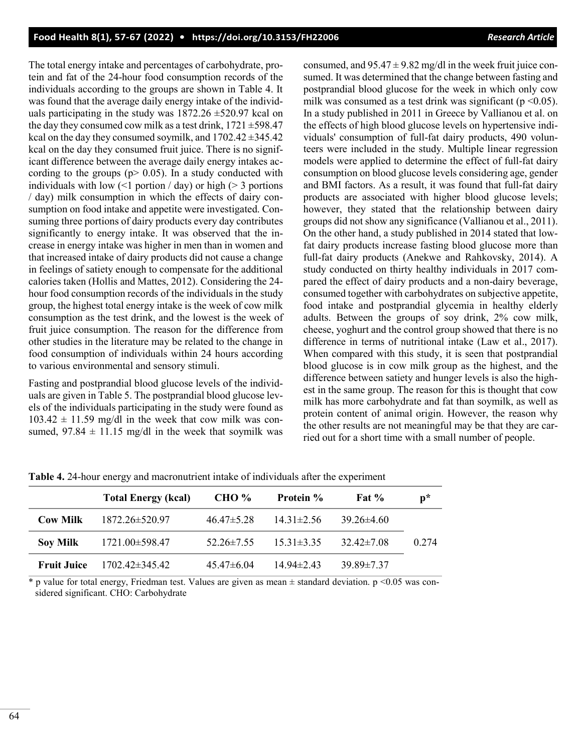The total energy intake and percentages of carbohydrate, protein and fat of the 24-hour food consumption records of the individuals according to the groups are shown in Table 4. It was found that the average daily energy intake of the individuals participating in the study was 1872.26 ±520.97 kcal on the day they consumed cow milk as a test drink, 1721 ±598.47 kcal on the day they consumed soymilk, and 1702.42 ±345.42 kcal on the day they consumed fruit juice. There is no significant difference between the average daily energy intakes according to the groups ($p > 0.05$). In a study conducted with individuals with low (<1 portion / day) or high (> 3 portions / day) milk consumption in which the effects of dairy consumption on food intake and appetite were investigated. Consuming three portions of dairy products every day contributes significantly to energy intake. It was observed that the increase in energy intake was higher in men than in women and that increased intake of dairy products did not cause a change in feelings of satiety enough to compensate for the additional calories taken (Hollis and Mattes, 2012). Considering the 24-hour food consumption records of the individuals in the study group, the highest total energy intake is the week of cow milk consumption as the test drink, and the lowest is the week of fruit juice consumption. The reason for the difference from other studies in the literature may be related to the change in food consumption of individuals within 24 hours according to various environmental and sensory stimuli.

Fasting and postprandial blood glucose levels of the individuals are given in Table 5. The postprandial blood glucose levels of the individuals participating in the study were found as 103.42 ± 11.59 mg/dl in the week that cow milk was consumed, 97.84 ± 11.15 mg/dl in the week that soymilk was consumed, and 95.47 ± 9.82 mg/dl in the week fruit juice consumed. It was determined that the change between fasting and postprandial blood glucose for the week in which only cow milk was consumed as a test drink was significant ($p < 0.05$). In a study published in 2011 in Greece by Vallianou et al. on the effects of high blood glucose levels on hypertensive individuals' consumption of full-fat dairy products, 490 volunteers were included in the study. Multiple linear regression models were applied to determine the effect of full-fat dairy consumption on blood glucose levels considering age, gender and BMI factors. As a result, it was found that full-fat dairy products are associated with higher blood glucose levels; however, they stated that the relationship between dairy groups did not show any significance (Vallianou et al., 2011). On the other hand, a study published in 2014 stated that low-fat dairy products increase fasting blood glucose more than full-fat dairy products (Anekwe and Rahkovsky, 2014). A study conducted on thirty healthy individuals in 2017 compared the effect of dairy products and a non-dairy beverage, consumed together with carbohydrates on subjective appetite, food intake and postprandial glycemia in healthy elderly adults. Between the groups of soy drink, 2% cow milk, cheese, yoghurt and the control group showed that there is no difference in terms of nutritional intake (Law et al., 2017). When compared with this study, it is seen that postprandial blood glucose is in cow milk group as the highest, and the difference between satiety and hunger levels is also the highest in the same group. The reason for this is thought that cow milk has more carbohydrate and fat than soymilk, as well as protein content of animal origin. However, the reason why the other results are not meaningful may be that they are carried out for a short time with a small number of people.

**Table 4.** 24-hour energy and macronutrient intake of individuals after the experiment

| | Total Energy (kcal) | CHO % | Protein % | Fat % | p* |
|---|---|---|---|---|---|
| **Cow Milk** | 1872.26±520.97 | 46.47±5.28 | 14.31±2.56 | 39.26±4.60 | |
| **Soy Milk** | 1721.00±598.47 | 52.26±7.55 | 15.31±3.35 | 32.42±7.08 | 0.274 |
| **Fruit Juice** | 1702.42±345.42 | 45.47±6.04 | 14.94±2.43 | 39.89±7.37 | |

\* p value for total energy, Friedman test. Values are given as mean ± standard deviation. $p < 0.05$ was considered significant. CHO: Carbohydrate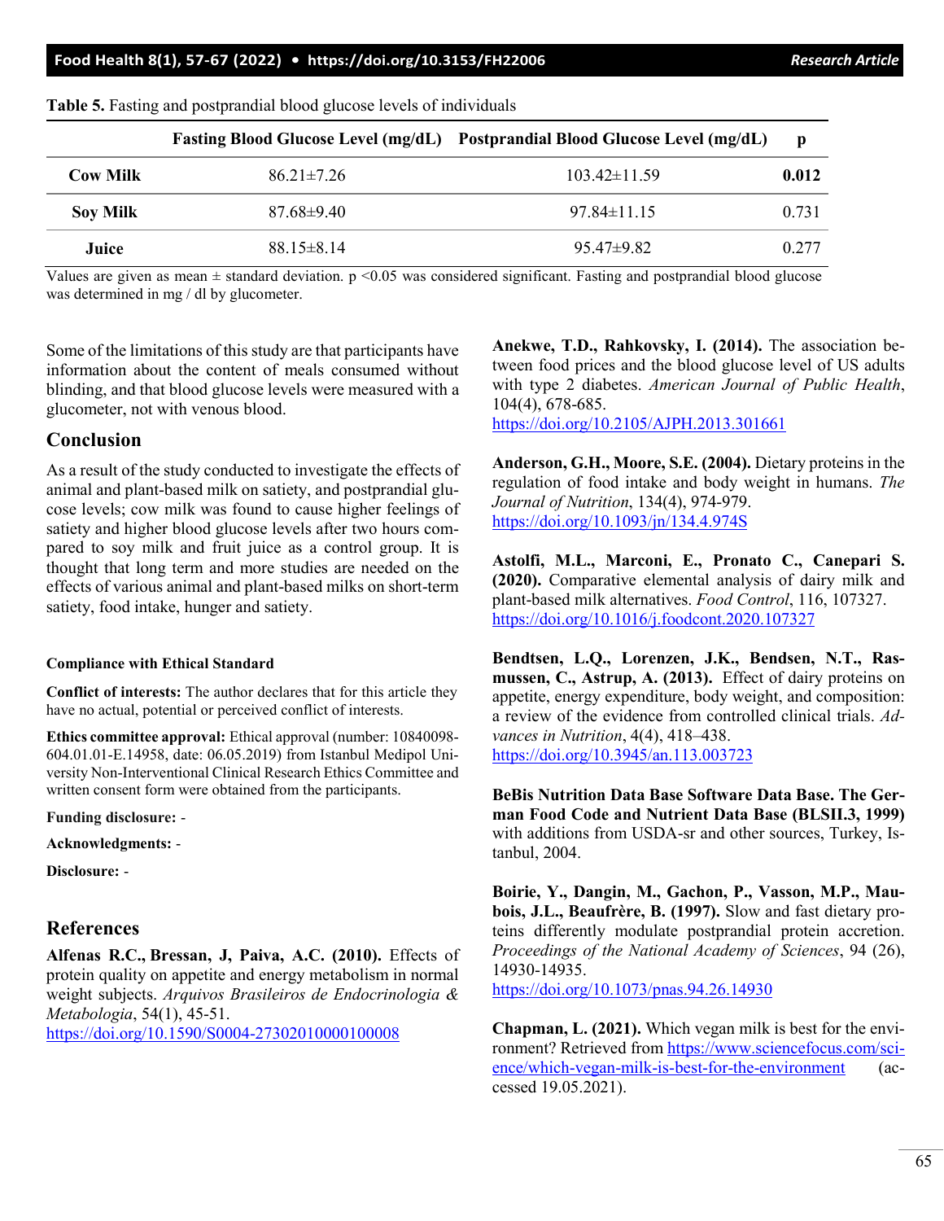**Table 5.** Fasting and postprandial blood glucose levels of individuals

| | Fasting Blood Glucose Level (mg/dL) | Postprandial Blood Glucose Level (mg/dL) | p |
|---|---|---|---|
| **Cow Milk** | 86.21±7.26 | 103.42±11.59 | **0.012** |
| **Soy Milk** | 87.68±9.40 | 97.84±11.15 | 0.731 |
| **Juice** | 88.15±8.14 | 95.47±9.82 | 0.277 |

Values are given as mean ± standard deviation. p <0.05 was considered significant. Fasting and postprandial blood glucose was determined in mg / dl by glucometer.

Some of the limitations of this study are that participants have information about the content of meals consumed without blinding, and that blood glucose levels were measured with a glucometer, not with venous blood.

## Conclusion

As a result of the study conducted to investigate the effects of animal and plant-based milk on satiety, and postprandial glucose levels; cow milk was found to cause higher feelings of satiety and higher blood glucose levels after two hours compared to soy milk and fruit juice as a control group. It is thought that long term and more studies are needed on the effects of various animal and plant-based milks on short-term satiety, food intake, hunger and satiety.

#### Compliance with Ethical Standard

**Conflict of interests:** The author declares that for this article they have no actual, potential or perceived conflict of interests.

**Ethics committee approval:** Ethical approval (number: 10840098-604.01.01-E.14958, date: 06.05.2019) from Istanbul Medipol University Non-Interventional Clinical Research Ethics Committee and written consent form were obtained from the participants.

**Funding disclosure:** -

**Acknowledgments:** -

**Disclosure:** -

## References

**Alfenas R.C., Bressan, J, Paiva, A.C. (2010).** Effects of protein quality on appetite and energy metabolism in normal weight subjects. *Arquivos Brasileiros de Endocrinologia & Metabologia*, 54(1), 45-51. https://doi.org/10.1590/S0004-27302010000100008

**Anekwe, T.D., Rahkovsky, I. (2014).** The association between food prices and the blood glucose level of US adults with type 2 diabetes. *American Journal of Public Health*, 104(4), 678-685. https://doi.org/10.2105/AJPH.2013.301661

**Anderson, G.H., Moore, S.E. (2004).** Dietary proteins in the regulation of food intake and body weight in humans. *The Journal of Nutrition*, 134(4), 974-979. https://doi.org/10.1093/jn/134.4.974S

**Astolfi, M.L., Marconi, E., Pronato C., Canepari S. (2020).** Comparative elemental analysis of dairy milk and plant-based milk alternatives. *Food Control*, 116, 107327. https://doi.org/10.1016/j.foodcont.2020.107327

**Bendtsen, L.Q., Lorenzen, J.K., Bendsen, N.T., Rasmussen, C., Astrup, A. (2013).** Effect of dairy proteins on appetite, energy expenditure, body weight, and composition: a review of the evidence from controlled clinical trials. *Advances in Nutrition*, 4(4), 418–438. https://doi.org/10.3945/an.113.003723

**BeBis Nutrition Data Base Software Data Base. The German Food Code and Nutrient Data Base (BLSII.3, 1999)** with additions from USDA-sr and other sources, Turkey, Istanbul, 2004.

**Boirie, Y., Dangin, M., Gachon, P., Vasson, M.P., Maubois, J.L., Beaufrère, B. (1997).** Slow and fast dietary proteins differently modulate postprandial protein accretion. *Proceedings of the National Academy of Sciences*, 94 (26), 14930-14935. https://doi.org/10.1073/pnas.94.26.14930

**Chapman, L. (2021).** Which vegan milk is best for the environment? Retrieved from https://www.sciencefocus.com/science/which-vegan-milk-is-best-for-the-environment (accessed 19.05.2021).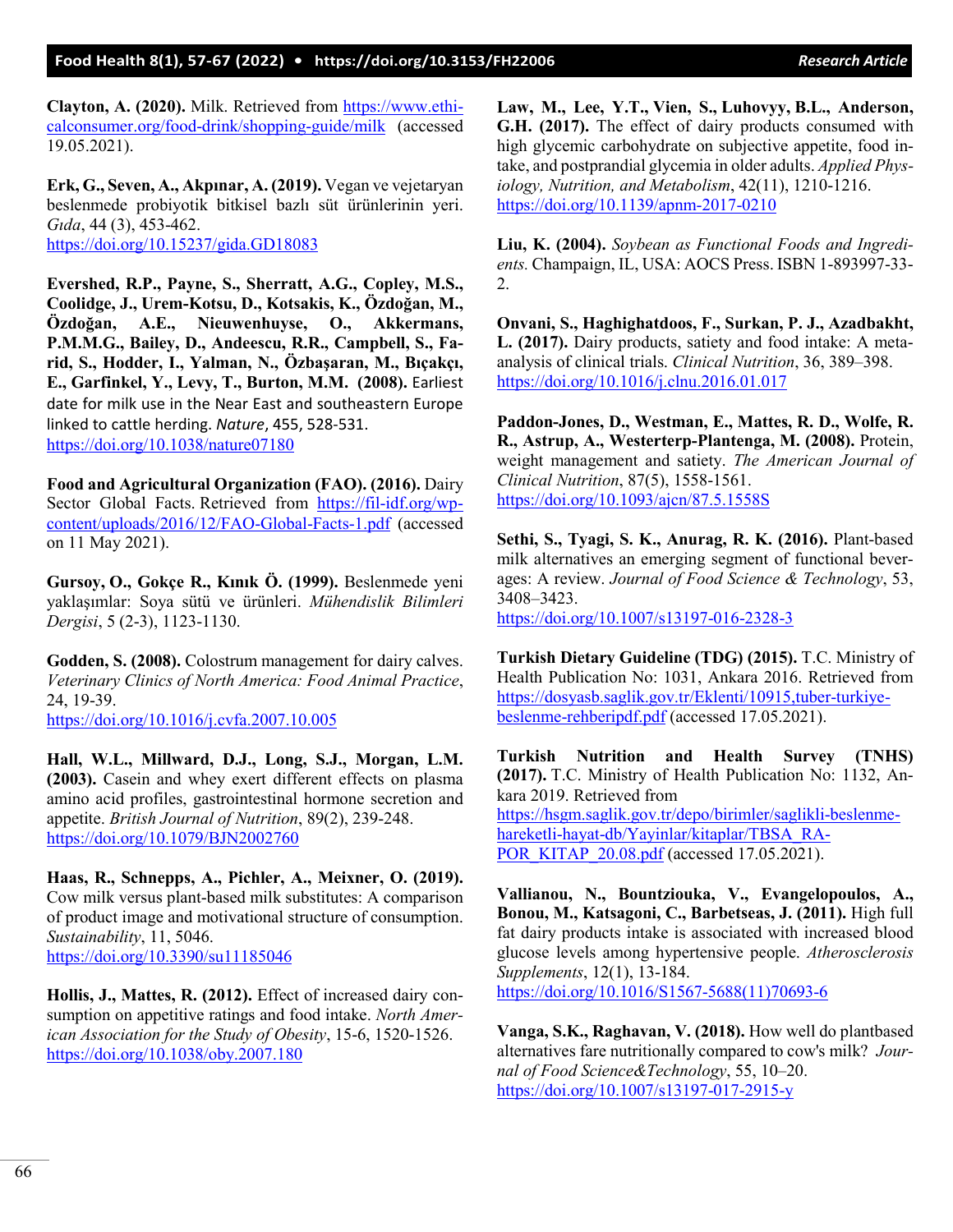**Clayton, A. (2020).** Milk. Retrieved from https://www.ethicalconsumer.org/food-drink/shopping-guide/milk (accessed 19.05.2021).

**Erk, G., Seven, A., Akpınar, A. (2019).** Vegan ve vejetaryan beslenmede probiyotik bitkisel bazlı süt ürünlerinin yeri. *Gıda*, 44 (3), 453-462. https://doi.org/10.15237/gida.GD18083

**Evershed, R.P., Payne, S., Sherratt, A.G., Copley, M.S., Coolidge, J., Urem-Kotsu, D., Kotsakis, K., Özdoğan, M., Özdoğan, A.E., Nieuwenhuyse, O., Akkermans, P.M.M.G., Bailey, D., Andeescu, R.R., Campbell, S., Farid, S., Hodder, I., Yalman, N., Özbaşaran, M., Bıçakçı, E., Garfinkel, Y., Levy, T., Burton, M.M. (2008).** Earliest date for milk use in the Near East and southeastern Europe linked to cattle herding. *Nature*, 455, 528-531. https://doi.org/10.1038/nature07180

**Food and Agricultural Organization (FAO). (2016).** Dairy Sector Global Facts. Retrieved from https://fil-idf.org/wp-content/uploads/2016/12/FAO-Global-Facts-1.pdf (accessed on 11 May 2021).

**Gursoy, O., Gokçe R., Kınık Ö. (1999).** Beslenmede yeni yaklaşımlar: Soya sütü ve ürünleri. *Mühendislik Bilimleri Dergisi*, 5 (2-3), 1123-1130.

**Godden, S. (2008).** Colostrum management for dairy calves. *Veterinary Clinics of North America: Food Animal Practice*, 24, 19-39. https://doi.org/10.1016/j.cvfa.2007.10.005

**Hall, W.L., Millward, D.J., Long, S.J., Morgan, L.M. (2003).** Casein and whey exert different effects on plasma amino acid profiles, gastrointestinal hormone secretion and appetite. *British Journal of Nutrition*, 89(2), 239-248. https://doi.org/10.1079/BJN2002760

**Haas, R., Schnepps, A., Pichler, A., Meixner, O. (2019).** Cow milk versus plant-based milk substitutes: A comparison of product image and motivational structure of consumption. *Sustainability*, 11, 5046. https://doi.org/10.3390/su11185046

**Hollis, J., Mattes, R. (2012).** Effect of increased dairy consumption on appetitive ratings and food intake. *North American Association for the Study of Obesity*, 15-6, 1520-1526. https://doi.org/10.1038/oby.2007.180

**Law, M., Lee, Y.T., Vien, S., Luhovyy, B.L., Anderson, G.H. (2017).** The effect of dairy products consumed with high glycemic carbohydrate on subjective appetite, food intake, and postprandial glycemia in older adults. *Applied Physiology, Nutrition, and Metabolism*, 42(11), 1210-1216. https://doi.org/10.1139/apnm-2017-0210

**Liu, K. (2004).** *Soybean as Functional Foods and Ingredients.* Champaign, IL, USA: AOCS Press. ISBN 1-893997-33-2.

**Onvani, S., Haghighatdoos, F., Surkan, P. J., Azadbakht, L. (2017).** Dairy products, satiety and food intake: A meta-analysis of clinical trials. *Clinical Nutrition*, 36, 389–398. https://doi.org/10.1016/j.clnu.2016.01.017

**Paddon-Jones, D., Westman, E., Mattes, R. D., Wolfe, R. R., Astrup, A., Westerterp-Plantenga, M. (2008).** Protein, weight management and satiety. *The American Journal of Clinical Nutrition*, 87(5), 1558-1561. https://doi.org/10.1093/ajcn/87.5.1558S

**Sethi, S., Tyagi, S. K., Anurag, R. K. (2016).** Plant-based milk alternatives an emerging segment of functional beverages: A review. *Journal of Food Science & Technology*, 53, 3408–3423. https://doi.org/10.1007/s13197-016-2328-3

**Turkish Dietary Guideline (TDG) (2015).** T.C. Ministry of Health Publication No: 1031, Ankara 2016. Retrieved from https://dosyasb.saglik.gov.tr/Eklenti/10915,tuber-turkiye-beslenme-rehberipdf.pdf (accessed 17.05.2021).

**Turkish Nutrition and Health Survey (TNHS) (2017).** T.C. Ministry of Health Publication No: 1132, Ankara 2019. Retrieved from https://hsgm.saglik.gov.tr/depo/birimler/saglikli-beslenme-hareketli-hayat-db/Yayinlar/kitaplar/TBSA_RAPOR_KITAP_20.08.pdf (accessed 17.05.2021).

**Vallianou, N., Bountziouka, V., Evangelopoulos, A., Bonou, M., Katsagoni, C., Barbetseas, J. (2011).** High full fat dairy products intake is associated with increased blood glucose levels among hypertensive people. *Atherosclerosis Supplements*, 12(1), 13-184. https://doi.org/10.1016/S1567-5688(11)70693-6

**Vanga, S.K., Raghavan, V. (2018).** How well do plantbased alternatives fare nutritionally compared to cow's milk? *Journal of Food Science&Technology*, 55, 10–20. https://doi.org/10.1007/s13197-017-2915-y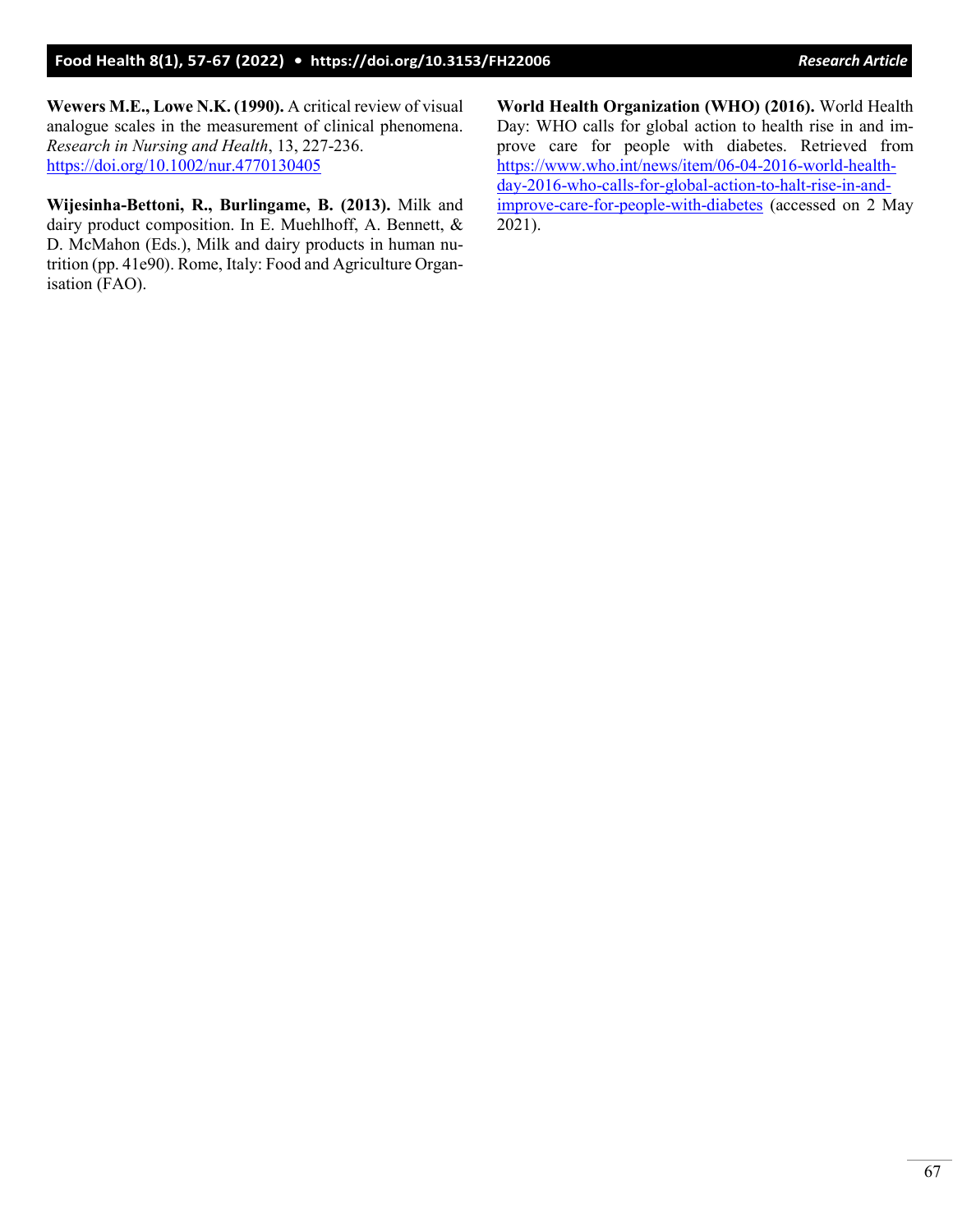**Wewers M.E., Lowe N.K. (1990).** A critical review of visual analogue scales in the measurement of clinical phenomena. *Research in Nursing and Health*, 13, 227-236. https://doi.org/10.1002/nur.4770130405

**Wijesinha-Bettoni, R., Burlingame, B. (2013).** Milk and dairy product composition. In E. Muehlhoff, A. Bennett, & D. McMahon (Eds.), Milk and dairy products in human nutrition (pp. 41e90). Rome, Italy: Food and Agriculture Organisation (FAO).

**World Health Organization (WHO) (2016).** World Health Day: WHO calls for global action to health rise in and improve care for people with diabetes. Retrieved from https://www.who.int/news/item/06-04-2016-world-health-day-2016-who-calls-for-global-action-to-halt-rise-in-and-improve-care-for-people-with-diabetes (accessed on 2 May 2021).